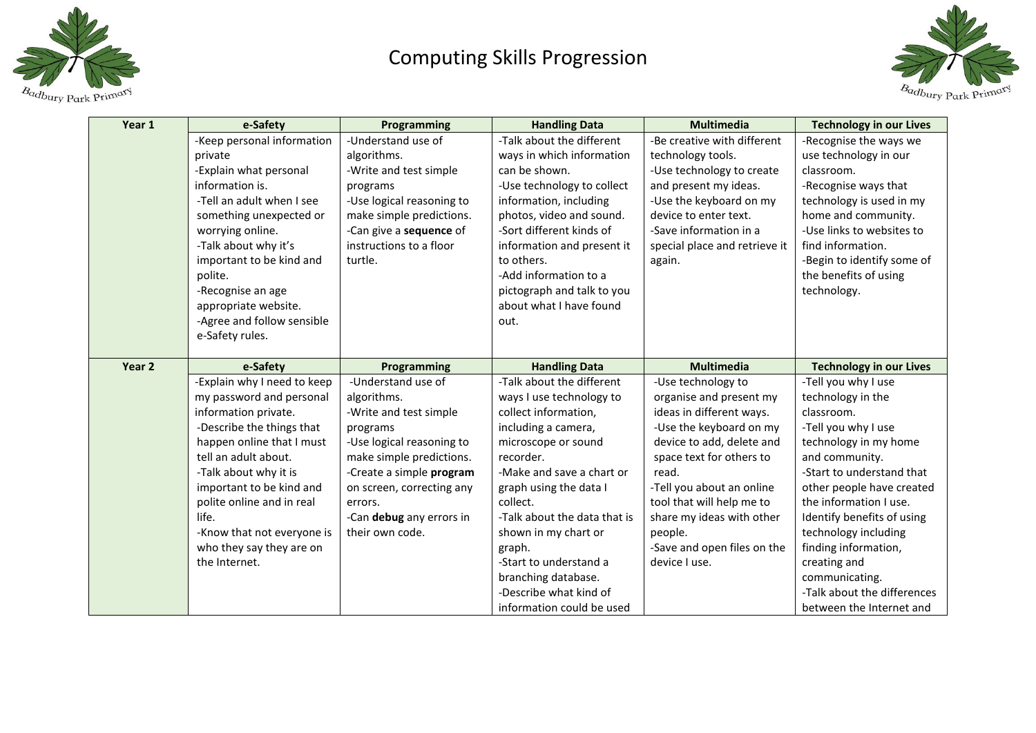# Computing Skills Progression

| Year 1 | e-Safety | Programming | Handling Data | Multimedia | Technology in our Lives |
|---|---|---|---|---|---|
| | -Keep personal information private<br>-Explain what personal information is.<br>-Tell an adult when I see something unexpected or worrying online.<br>-Talk about why it's important to be kind and polite.<br>-Recognise an age appropriate website.<br>-Agree and follow sensible e-Safety rules. | -Understand use of algorithms.<br>-Write and test simple programs<br>-Use logical reasoning to make simple predictions.<br>-Can give a **sequence** of instructions to a floor turtle. | -Talk about the different ways in which information can be shown.<br>-Use technology to collect information, including photos, video and sound.<br>-Sort different kinds of information and present it to others.<br>-Add information to a pictograph and talk to you about what I have found out. | -Be creative with different technology tools.<br>-Use technology to create and present my ideas.<br>-Use the keyboard on my device to enter text.<br>-Save information in a special place and retrieve it again. | -Recognise the ways we use technology in our classroom.<br>-Recognise ways that technology is used in my home and community.<br>-Use links to websites to find information.<br>-Begin to identify some of the benefits of using technology. |
| **Year 2** | **e-Safety** | **Programming** | **Handling Data** | **Multimedia** | **Technology in our Lives** |
| | -Explain why I need to keep my password and personal information private.<br>-Describe the things that happen online that I must tell an adult about.<br>-Talk about why it is important to be kind and polite online and in real life.<br>-Know that not everyone is who they say they are on the Internet. | -Understand use of algorithms.<br>-Write and test simple programs<br>-Use logical reasoning to make simple predictions.<br>-Create a simple **program** on screen, correcting any errors.<br>-Can **debug** any errors in their own code. | -Talk about the different ways I use technology to collect information, including a camera, microscope or sound recorder.<br>-Make and save a chart or graph using the data I collect.<br>-Talk about the data that is shown in my chart or graph.<br>-Start to understand a branching database.<br>-Describe what kind of information could be used | -Use technology to organise and present my ideas in different ways.<br>-Use the keyboard on my device to add, delete and space text for others to read.<br>-Tell you about an online tool that will help me to share my ideas with other people.<br>-Save and open files on the device I use. | -Tell you why I use technology in the classroom.<br>-Tell you why I use technology in my home and community.<br>-Start to understand that other people have created the information I use.<br>Identify benefits of using technology including finding information, creating and communicating.<br>-Talk about the differences between the Internet and |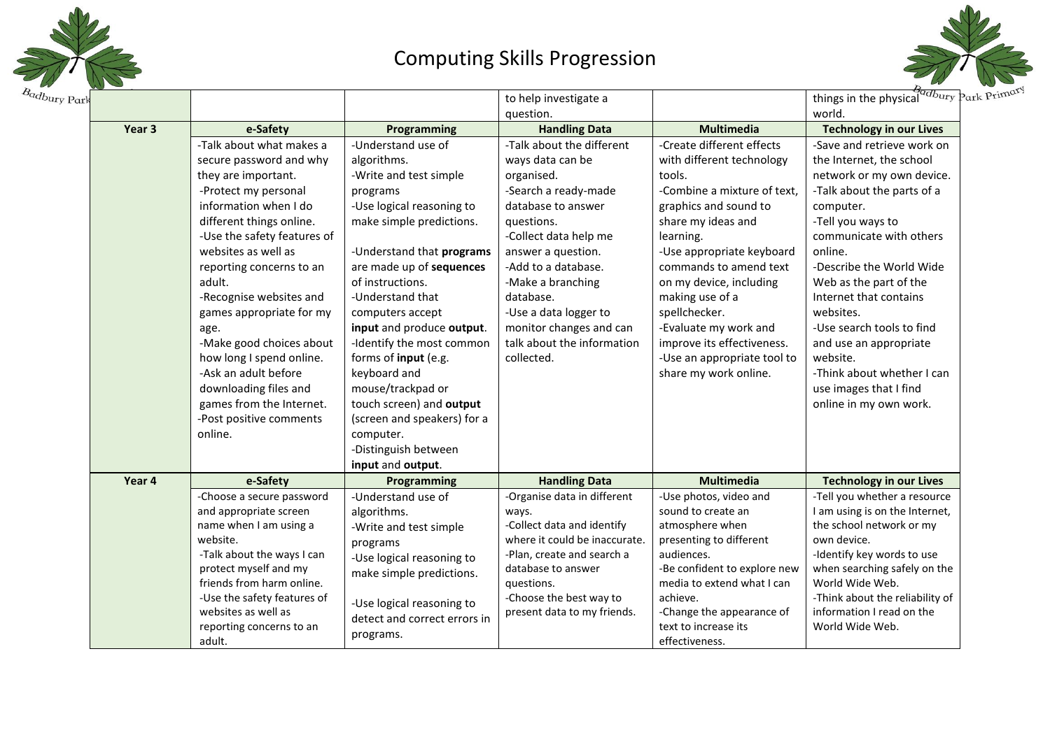# Computing Skills Progression

| | | | | | |
|---|---|---|---|---|---|
| | | | to help investigate a question. | | things in the physical world. |
| **Year 3** | **e-Safety** | **Programming** | **Handling Data** | **Multimedia** | **Technology in our Lives** |
| | -Talk about what makes a secure password and why they are important.<br>-Protect my personal information when I do different things online.<br>-Use the safety features of websites as well as reporting concerns to an adult.<br>-Recognise websites and games appropriate for my age.<br>-Make good choices about how long I spend online.<br>-Ask an adult before downloading files and games from the Internet.<br>-Post positive comments online. | -Understand use of algorithms.<br>-Write and test simple programs<br>-Use logical reasoning to make simple predictions.<br><br>-Understand that **programs** are made up of **sequences** of instructions.<br>-Understand that computers accept **input** and produce **output**.<br>-Identify the most common forms of **input** (e.g. keyboard and mouse/trackpad or touch screen) and **output** (screen and speakers) for a computer.<br>-Distinguish between **input** and **output**. | -Talk about the different ways data can be organised.<br>-Search a ready-made database to answer questions.<br>-Collect data help me answer a question.<br>-Add to a database.<br>-Make a branching database.<br>-Use a data logger to monitor changes and can talk about the information collected. | -Create different effects with different technology tools.<br>-Combine a mixture of text, graphics and sound to share my ideas and learning.<br>-Use appropriate keyboard commands to amend text on my device, including making use of a spellchecker.<br>-Evaluate my work and improve its effectiveness.<br>-Use an appropriate tool to share my work online. | -Save and retrieve work on the Internet, the school network or my own device.<br>-Talk about the parts of a computer.<br>-Tell you ways to communicate with others online.<br>-Describe the World Wide Web as the part of the Internet that contains websites.<br>-Use search tools to find and use an appropriate website.<br>-Think about whether I can use images that I find online in my own work. |
| **Year 4** | **e-Safety** | **Programming** | **Handling Data** | **Multimedia** | **Technology in our Lives** |
| | -Choose a secure password and appropriate screen name when I am using a website.<br>-Talk about the ways I can protect myself and my friends from harm online.<br>-Use the safety features of websites as well as reporting concerns to an adult. | -Understand use of algorithms.<br>-Write and test simple programs<br>-Use logical reasoning to make simple predictions.<br><br>-Use logical reasoning to detect and correct errors in programs. | -Organise data in different ways.<br>-Collect data and identify where it could be inaccurate.<br>-Plan, create and search a database to answer questions.<br>-Choose the best way to present data to my friends. | -Use photos, video and sound to create an atmosphere when presenting to different audiences.<br>-Be confident to explore new media to extend what I can achieve.<br>-Change the appearance of text to increase its effectiveness. | -Tell you whether a resource I am using is on the Internet, the school network or my own device.<br>-Identify key words to use when searching safely on the World Wide Web.<br>-Think about the reliability of information I read on the World Wide Web. |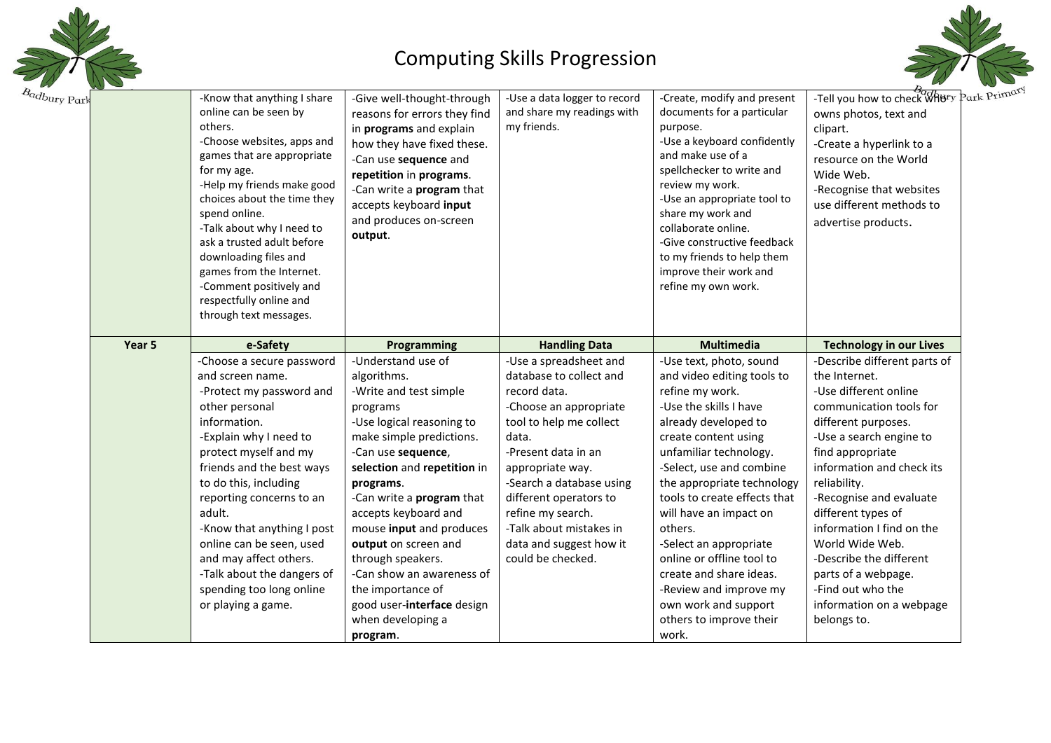# Computing Skills Progression

| | | | | | |
|---|---|---|---|---|---|
| | -Know that anything I share online can be seen by others.<br>-Choose websites, apps and games that are appropriate for my age.<br>-Help my friends make good choices about the time they spend online.<br>-Talk about why I need to ask a trusted adult before downloading files and games from the Internet.<br>-Comment positively and respectfully online and through text messages. | -Give well-thought-through reasons for errors they find in **programs** and explain how they have fixed these.<br>-Can use **sequence** and **repetition** in **programs**.<br>-Can write a **program** that accepts keyboard **input** and produces on-screen **output**. | -Use a data logger to record and share my readings with my friends. | -Create, modify and present documents for a particular purpose.<br>-Use a keyboard confidently and make use of a spellchecker to write and review my work.<br>-Use an appropriate tool to share my work and collaborate online.<br>-Give constructive feedback to my friends to help them improve their work and refine my own work. | -Tell you how to check who owns photos, text and clipart.<br>-Create a hyperlink to a resource on the World Wide Web.<br>-Recognise that websites use different methods to advertise products. |
| **Year 5** | **e-Safety** | **Programming** | **Handling Data** | **Multimedia** | **Technology in our Lives** |
| | -Choose a secure password and screen name.<br>-Protect my password and other personal information.<br>-Explain why I need to protect myself and my friends and the best ways to do this, including reporting concerns to an adult.<br>-Know that anything I post online can be seen, used and may affect others.<br>-Talk about the dangers of spending too long online or playing a game. | -Understand use of algorithms.<br>-Write and test simple programs<br>-Use logical reasoning to make simple predictions.<br>-Can use **sequence**, **selection** and **repetition** in **programs**.<br>-Can write a **program** that accepts keyboard and mouse **input** and produces **output** on screen and through speakers.<br>-Can show an awareness of the importance of good user-**interface** design when developing a **program**. | -Use a spreadsheet and database to collect and record data.<br>-Choose an appropriate tool to help me collect data.<br>-Present data in an appropriate way.<br>-Search a database using different operators to refine my search.<br>-Talk about mistakes in data and suggest how it could be checked. | -Use text, photo, sound and video editing tools to refine my work.<br>-Use the skills I have already developed to create content using unfamiliar technology.<br>-Select, use and combine the appropriate technology tools to create effects that will have an impact on others.<br>-Select an appropriate online or offline tool to create and share ideas.<br>-Review and improve my own work and support others to improve their work. | -Describe different parts of the Internet.<br>-Use different online communication tools for different purposes.<br>-Use a search engine to find appropriate information and check its reliability.<br>-Recognise and evaluate different types of information I find on the World Wide Web.<br>-Describe the different parts of a webpage.<br>-Find out who the information on a webpage belongs to. |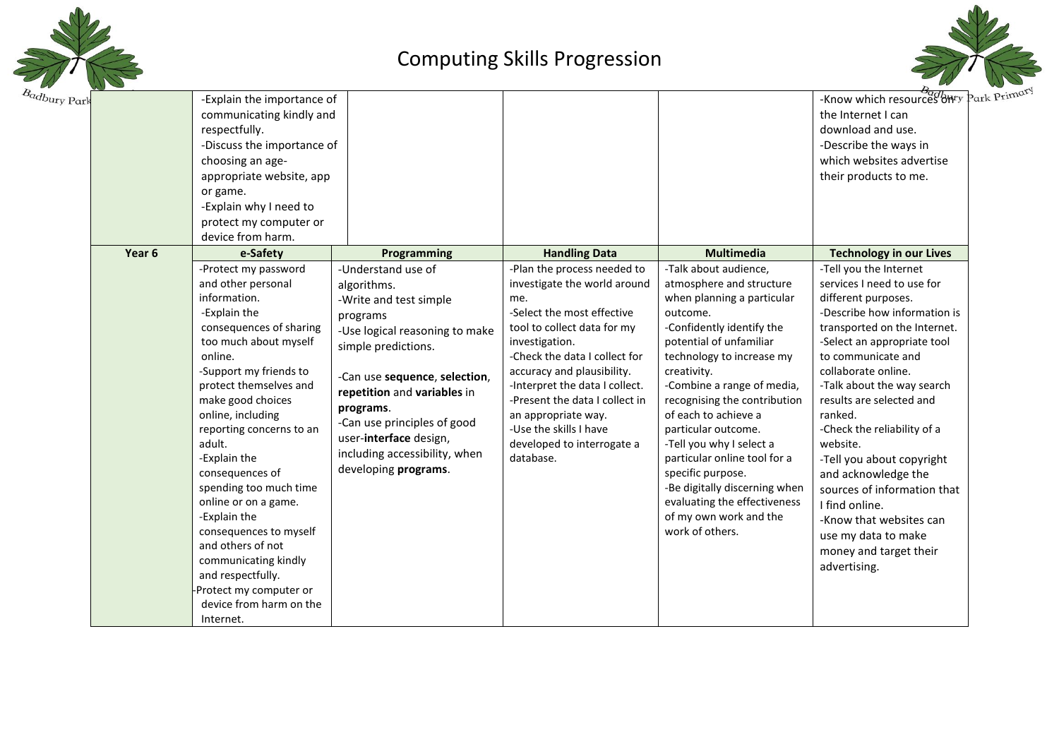# Computing Skills Progression

| | | | | | |
|---|---|---|---|---|---|
| | -Explain the importance of communicating kindly and respectfully.<br>-Discuss the importance of choosing an age-appropriate website, app or game.<br>-Explain why I need to protect my computer or device from harm. | | | | -Know which resources on the Internet I can download and use.<br>-Describe the ways in which websites advertise their products to me. |
| **Year 6** | **e-Safety** | **Programming** | **Handling Data** | **Multimedia** | **Technology in our Lives** |
| | -Protect my password and other personal information.<br>-Explain the consequences of sharing too much about myself online.<br>-Support my friends to protect themselves and make good choices online, including reporting concerns to an adult.<br>-Explain the consequences of spending too much time online or on a game.<br>-Explain the consequences to myself and others of not communicating kindly and respectfully.<br>-Protect my computer or device from harm on the Internet. | -Understand use of algorithms.<br>-Write and test simple programs<br>-Use logical reasoning to make simple predictions.<br><br>-Can use **sequence**, **selection**, **repetition** and **variables** in **programs**.<br>-Can use principles of good user-**interface** design, including accessibility, when developing **programs**. | -Plan the process needed to investigate the world around me.<br>-Select the most effective tool to collect data for my investigation.<br>-Check the data I collect for accuracy and plausibility.<br>-Interpret the data I collect.<br>-Present the data I collect in an appropriate way.<br>-Use the skills I have developed to interrogate a database. | -Talk about audience, atmosphere and structure when planning a particular outcome.<br>-Confidently identify the potential of unfamiliar technology to increase my creativity.<br>-Combine a range of media, recognising the contribution of each to achieve a particular outcome.<br>-Tell you why I select a particular online tool for a specific purpose.<br>-Be digitally discerning when evaluating the effectiveness of my own work and the work of others. | -Tell you the Internet services I need to use for different purposes.<br>-Describe how information is transported on the Internet.<br>-Select an appropriate tool to communicate and collaborate online.<br>-Talk about the way search results are selected and ranked.<br>-Check the reliability of a website.<br>-Tell you about copyright and acknowledge the sources of information that I find online.<br>-Know that websites can use my data to make money and target their advertising. |